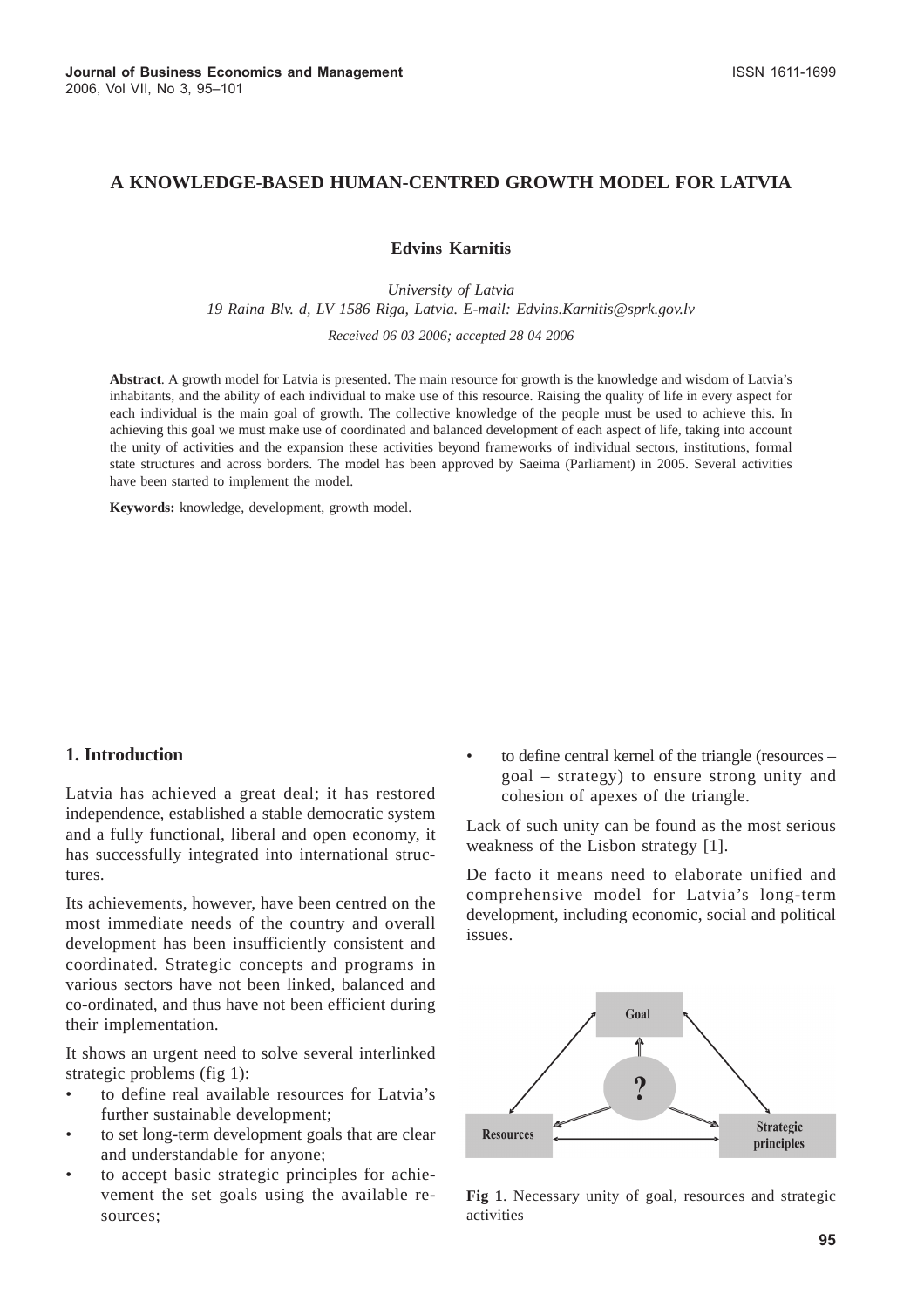# A KNOWLEDGE-BASED HUMAN-CENTRED GROWTH MODEL FOR LATVIA

**Edvins Karnitis**

*University of Latvia*
*19 Raina Blv. d, LV 1586 Riga, Latvia. E-mail: Edvins.Karnitis@sprk.gov.lv*

*Received 06 03 2006; accepted 28 04 2006*

**Abstract**. A growth model for Latvia is presented. The main resource for growth is the knowledge and wisdom of Latvia's inhabitants, and the ability of each individual to make use of this resource. Raising the quality of life in every aspect for each individual is the main goal of growth. The collective knowledge of the people must be used to achieve this. In achieving this goal we must make use of coordinated and balanced development of each aspect of life, taking into account the unity of activities and the expansion these activities beyond frameworks of individual sectors, institutions, formal state structures and across borders. The model has been approved by Saeima (Parliament) in 2005. Several activities have been started to implement the model.

**Keywords:** knowledge, development, growth model.

## 1. Introduction

Latvia has achieved a great deal; it has restored independence, established a stable democratic system and a fully functional, liberal and open economy, it has successfully integrated into international structures.

Its achievements, however, have been centred on the most immediate needs of the country and overall development has been insufficiently consistent and coordinated. Strategic concepts and programs in various sectors have not been linked, balanced and co-ordinated, and thus have not been efficient during their implementation.

It shows an urgent need to solve several interlinked strategic problems (fig 1):

- to define real available resources for Latvia's further sustainable development;
- to set long-term development goals that are clear and understandable for anyone;
- to accept basic strategic principles for achievement the set goals using the available resources;
- to define central kernel of the triangle (resources – goal – strategy) to ensure strong unity and cohesion of apexes of the triangle.

Lack of such unity can be found as the most serious weakness of the Lisbon strategy [1].

De facto it means need to elaborate unified and comprehensive model for Latvia's long-term development, including economic, social and political issues.

**Fig 1**. Necessary unity of goal, resources and strategic activities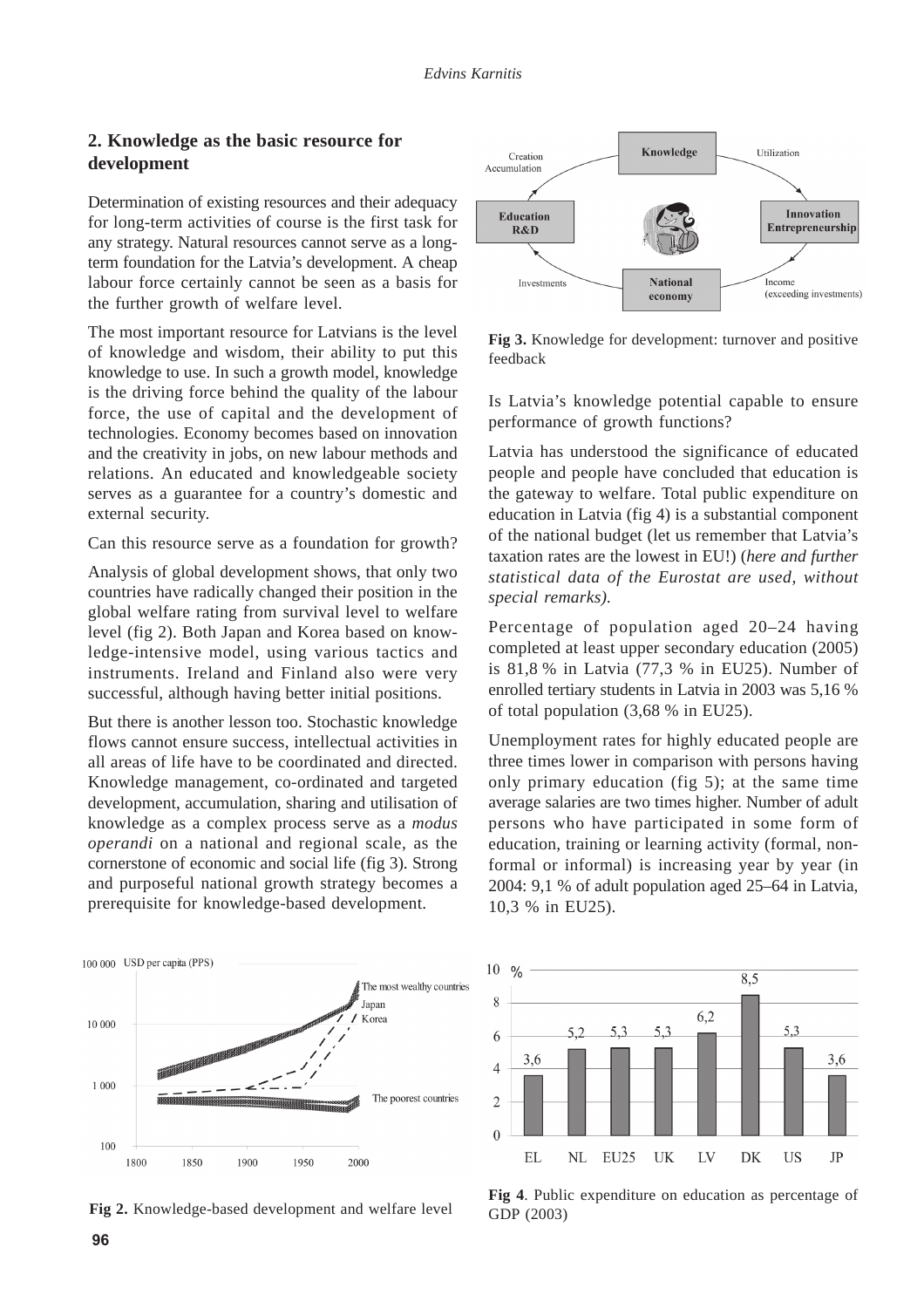## 2. Knowledge as the basic resource for development

Determination of existing resources and their adequacy for long-term activities of course is the first task for any strategy. Natural resources cannot serve as a long-term foundation for the Latvia's development. A cheap labour force certainly cannot be seen as a basis for the further growth of welfare level.

The most important resource for Latvians is the level of knowledge and wisdom, their ability to put this knowledge to use. In such a growth model, knowledge is the driving force behind the quality of the labour force, the use of capital and the development of technologies. Economy becomes based on innovation and the creativity in jobs, on new labour methods and relations. An educated and knowledgeable society serves as a guarantee for a country's domestic and external security.

Can this resource serve as a foundation for growth?

Analysis of global development shows, that only two countries have radically changed their position in the global welfare rating from survival level to welfare level (fig 2). Both Japan and Korea based on knowledge-intensive model, using various tactics and instruments. Ireland and Finland also were very successful, although having better initial positions.

But there is another lesson too. Stochastic knowledge flows cannot ensure success, intellectual activities in all areas of life have to be coordinated and directed. Knowledge management, co-ordinated and targeted development, accumulation, sharing and utilisation of knowledge as a complex process serve as a *modus operandi* on a national and regional scale, as the cornerstone of economic and social life (fig 3). Strong and purposeful national growth strategy becomes a prerequisite for knowledge-based development.

**Fig 3.** Knowledge for development: turnover and positive feedback

Is Latvia's knowledge potential capable to ensure performance of growth functions?

Latvia has understood the significance of educated people and people have concluded that education is the gateway to welfare. Total public expenditure on education in Latvia (fig 4) is a substantial component of the national budget (let us remember that Latvia's taxation rates are the lowest in EU!) (*here and further statistical data of the Eurostat are used, without special remarks).*

Percentage of population aged 20–24 having completed at least upper secondary education (2005) is 81,8 % in Latvia (77,3 % in EU25). Number of enrolled tertiary students in Latvia in 2003 was 5,16 % of total population (3,68 % in EU25).

Unemployment rates for highly educated people are three times lower in comparison with persons having only primary education (fig 5); at the same time average salaries are two times higher. Number of adult persons who have participated in some form of education, training or learning activity (formal, non-formal or informal) is increasing year by year (in 2004: 9,1 % of adult population aged 25–64 in Latvia, 10,3 % in EU25).

**Fig 2.** Knowledge-based development and welfare level

**Fig 4**. Public expenditure on education as percentage of GDP (2003)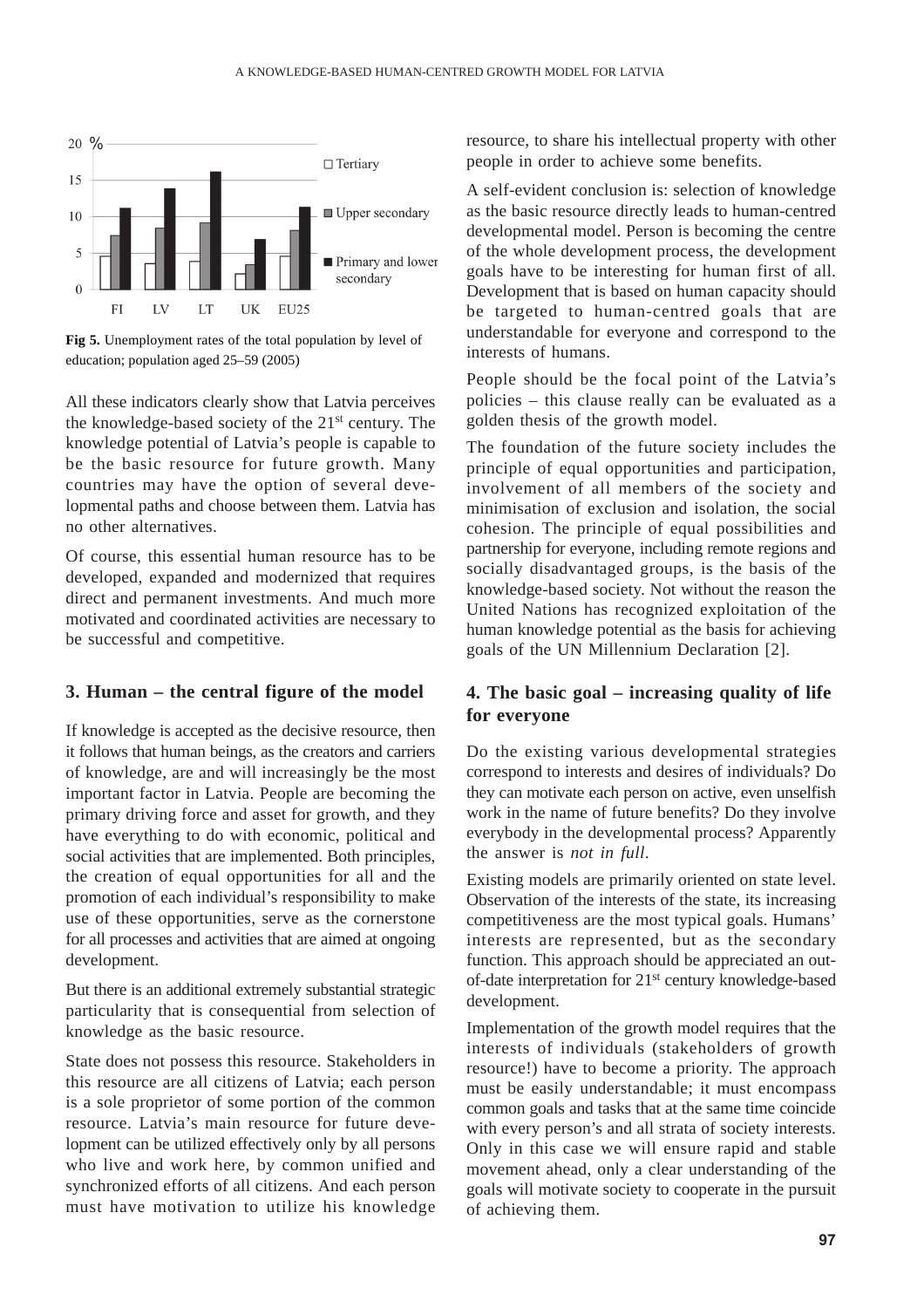Fig 5. Unemployment rates of the total population by level of education; population aged 25–59 (2005)

All these indicators clearly show that Latvia perceives the knowledge-based society of the 21st century. The knowledge potential of Latvia's people is capable to be the basic resource for future growth. Many countries may have the option of several developmental paths and choose between them. Latvia has no other alternatives.

Of course, this essential human resource has to be developed, expanded and modernized that requires direct and permanent investments. And much more motivated and coordinated activities are necessary to be successful and competitive.

## 3. Human – the central figure of the model

If knowledge is accepted as the decisive resource, then it follows that human beings, as the creators and carriers of knowledge, are and will increasingly be the most important factor in Latvia. People are becoming the primary driving force and asset for growth, and they have everything to do with economic, political and social activities that are implemented. Both principles, the creation of equal opportunities for all and the promotion of each individual's responsibility to make use of these opportunities, serve as the cornerstone for all processes and activities that are aimed at ongoing development.

But there is an additional extremely substantial strategic particularity that is consequential from selection of knowledge as the basic resource.

State does not possess this resource. Stakeholders in this resource are all citizens of Latvia; each person is a sole proprietor of some portion of the common resource. Latvia's main resource for future development can be utilized effectively only by all persons who live and work here, by common unified and synchronized efforts of all citizens. And each person must have motivation to utilize his knowledge resource, to share his intellectual property with other people in order to achieve some benefits.

A self-evident conclusion is: selection of knowledge as the basic resource directly leads to human-centred developmental model. Person is becoming the centre of the whole development process, the development goals have to be interesting for human first of all. Development that is based on human capacity should be targeted to human-centred goals that are understandable for everyone and correspond to the interests of humans.

People should be the focal point of the Latvia's policies – this clause really can be evaluated as a golden thesis of the growth model.

The foundation of the future society includes the principle of equal opportunities and participation, involvement of all members of the society and minimisation of exclusion and isolation, the social cohesion. The principle of equal possibilities and partnership for everyone, including remote regions and socially disadvantaged groups, is the basis of the knowledge-based society. Not without the reason the United Nations has recognized exploitation of the human knowledge potential as the basis for achieving goals of the UN Millennium Declaration [2].

## 4. The basic goal – increasing quality of life for everyone

Do the existing various developmental strategies correspond to interests and desires of individuals? Do they can motivate each person on active, even unselfish work in the name of future benefits? Do they involve everybody in the developmental process? Apparently the answer is *not in full*.

Existing models are primarily oriented on state level. Observation of the interests of the state, its increasing competitiveness are the most typical goals. Humans' interests are represented, but as the secondary function. This approach should be appreciated an out-of-date interpretation for 21st century knowledge-based development.

Implementation of the growth model requires that the interests of individuals (stakeholders of growth resource!) have to become a priority. The approach must be easily understandable; it must encompass common goals and tasks that at the same time coincide with every person's and all strata of society interests. Only in this case we will ensure rapid and stable movement ahead, only a clear understanding of the goals will motivate society to cooperate in the pursuit of achieving them.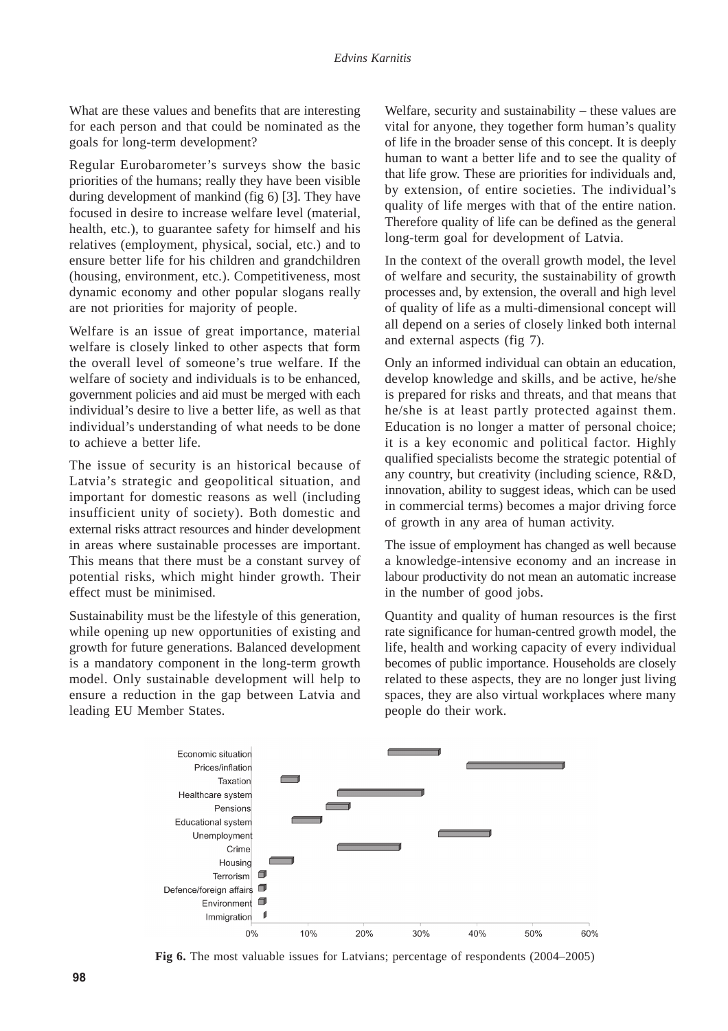What are these values and benefits that are interesting for each person and that could be nominated as the goals for long-term development?

Regular Eurobarometer's surveys show the basic priorities of the humans; really they have been visible during development of mankind (fig 6) [3]. They have focused in desire to increase welfare level (material, health, etc.), to guarantee safety for himself and his relatives (employment, physical, social, etc.) and to ensure better life for his children and grandchildren (housing, environment, etc.). Competitiveness, most dynamic economy and other popular slogans really are not priorities for majority of people.

Welfare is an issue of great importance, material welfare is closely linked to other aspects that form the overall level of someone's true welfare. If the welfare of society and individuals is to be enhanced, government policies and aid must be merged with each individual's desire to live a better life, as well as that individual's understanding of what needs to be done to achieve a better life.

The issue of security is an historical because of Latvia's strategic and geopolitical situation, and important for domestic reasons as well (including insufficient unity of society). Both domestic and external risks attract resources and hinder development in areas where sustainable processes are important. This means that there must be a constant survey of potential risks, which might hinder growth. Their effect must be minimised.

Sustainability must be the lifestyle of this generation, while opening up new opportunities of existing and growth for future generations. Balanced development is a mandatory component in the long-term growth model. Only sustainable development will help to ensure a reduction in the gap between Latvia and leading EU Member States.

Welfare, security and sustainability – these values are vital for anyone, they together form human's quality of life in the broader sense of this concept. It is deeply human to want a better life and to see the quality of that life grow. These are priorities for individuals and, by extension, of entire societies. The individual's quality of life merges with that of the entire nation. Therefore quality of life can be defined as the general long-term goal for development of Latvia.

In the context of the overall growth model, the level of welfare and security, the sustainability of growth processes and, by extension, the overall and high level of quality of life as a multi-dimensional concept will all depend on a series of closely linked both internal and external aspects (fig 7).

Only an informed individual can obtain an education, develop knowledge and skills, and be active, he/she is prepared for risks and threats, and that means that he/she is at least partly protected against them. Education is no longer a matter of personal choice; it is a key economic and political factor. Highly qualified specialists become the strategic potential of any country, but creativity (including science, R&D, innovation, ability to suggest ideas, which can be used in commercial terms) becomes a major driving force of growth in any area of human activity.

The issue of employment has changed as well because a knowledge-intensive economy and an increase in labour productivity do not mean an automatic increase in the number of good jobs.

Quantity and quality of human resources is the first rate significance for human-centred growth model, the life, health and working capacity of every individual becomes of public importance. Households are closely related to these aspects, they are no longer just living spaces, they are also virtual workplaces where many people do their work.

**Fig 6.** The most valuable issues for Latvians; percentage of respondents (2004–2005)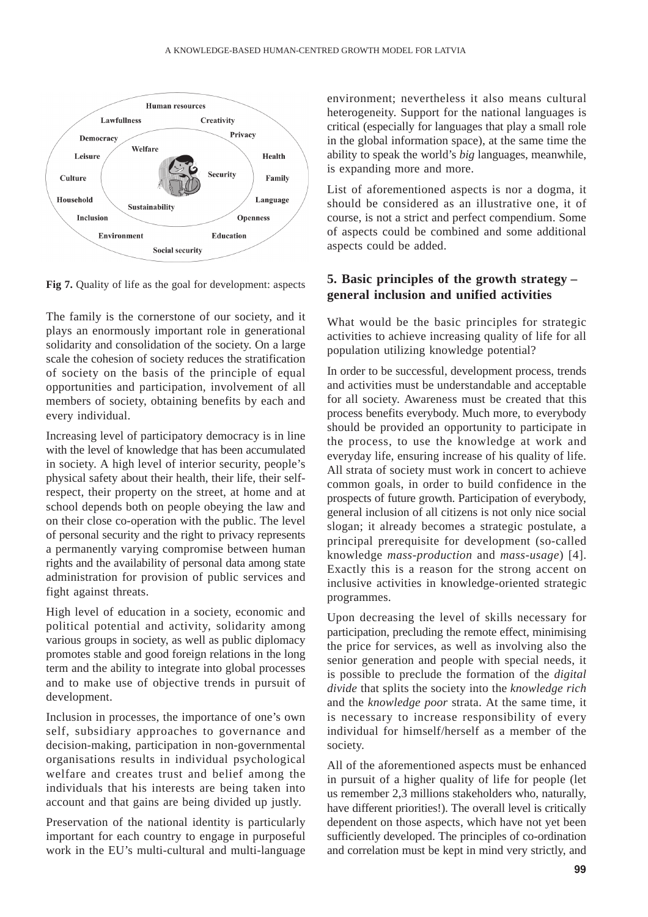**Fig 7.** Quality of life as the goal for development: aspects

The family is the cornerstone of our society, and it plays an enormously important role in generational solidarity and consolidation of the society. On a large scale the cohesion of society reduces the stratification of society on the basis of the principle of equal opportunities and participation, involvement of all members of society, obtaining benefits by each and every individual.

Increasing level of participatory democracy is in line with the level of knowledge that has been accumulated in society. A high level of interior security, people's physical safety about their health, their life, their self-respect, their property on the street, at home and at school depends both on people obeying the law and on their close co-operation with the public. The level of personal security and the right to privacy represents a permanently varying compromise between human rights and the availability of personal data among state administration for provision of public services and fight against threats.

High level of education in a society, economic and political potential and activity, solidarity among various groups in society, as well as public diplomacy promotes stable and good foreign relations in the long term and the ability to integrate into global processes and to make use of objective trends in pursuit of development.

Inclusion in processes, the importance of one's own self, subsidiary approaches to governance and decision-making, participation in non-governmental organisations results in individual psychological welfare and creates trust and belief among the individuals that his interests are being taken into account and that gains are being divided up justly.

Preservation of the national identity is particularly important for each country to engage in purposeful work in the EU's multi-cultural and multi-language environment; nevertheless it also means cultural heterogeneity. Support for the national languages is critical (especially for languages that play a small role in the global information space), at the same time the ability to speak the world's *big* languages, meanwhile, is expanding more and more.

List of aforementioned aspects is nor a dogma, it should be considered as an illustrative one, it of course, is not a strict and perfect compendium. Some of aspects could be combined and some additional aspects could be added.

## 5. Basic principles of the growth strategy – general inclusion and unified activities

What would be the basic principles for strategic activities to achieve increasing quality of life for all population utilizing knowledge potential?

In order to be successful, development process, trends and activities must be understandable and acceptable for all society. Awareness must be created that this process benefits everybody. Much more, to everybody should be provided an opportunity to participate in the process, to use the knowledge at work and everyday life, ensuring increase of his quality of life. All strata of society must work in concert to achieve common goals, in order to build confidence in the prospects of future growth. Participation of everybody, general inclusion of all citizens is not only nice social slogan; it already becomes a strategic postulate, a principal prerequisite for development (so-called knowledge *mass-production* and *mass-usage*) [4]. Exactly this is a reason for the strong accent on inclusive activities in knowledge-oriented strategic programmes.

Upon decreasing the level of skills necessary for participation, precluding the remote effect, minimising the price for services, as well as involving also the senior generation and people with special needs, it is possible to preclude the formation of the *digital divide* that splits the society into the *knowledge rich* and the *knowledge poor* strata. At the same time, it is necessary to increase responsibility of every individual for himself/herself as a member of the society.

All of the aforementioned aspects must be enhanced in pursuit of a higher quality of life for people (let us remember 2,3 millions stakeholders who, naturally, have different priorities!). The overall level is critically dependent on those aspects, which have not yet been sufficiently developed. The principles of co-ordination and correlation must be kept in mind very strictly, and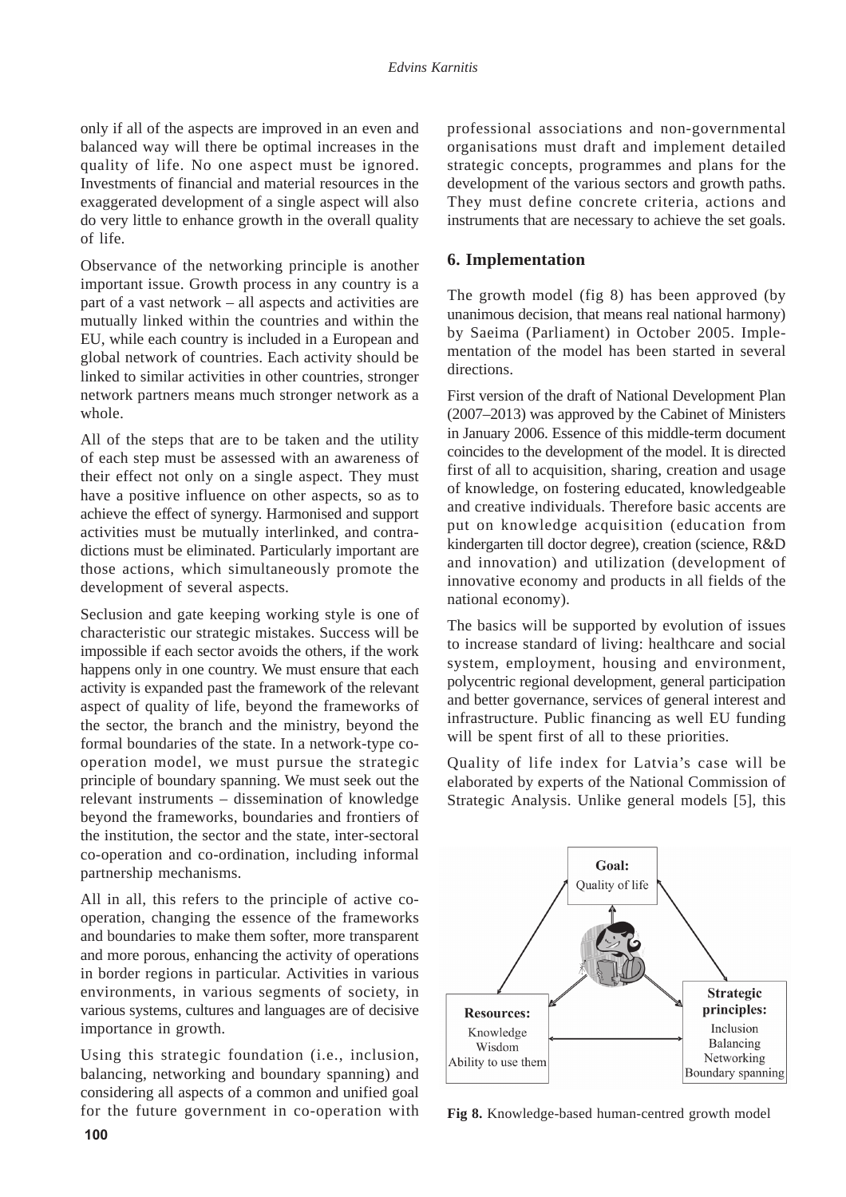only if all of the aspects are improved in an even and balanced way will there be optimal increases in the quality of life. No one aspect must be ignored. Investments of financial and material resources in the exaggerated development of a single aspect will also do very little to enhance growth in the overall quality of life.

Observance of the networking principle is another important issue. Growth process in any country is a part of a vast network – all aspects and activities are mutually linked within the countries and within the EU, while each country is included in a European and global network of countries. Each activity should be linked to similar activities in other countries, stronger network partners means much stronger network as a whole.

All of the steps that are to be taken and the utility of each step must be assessed with an awareness of their effect not only on a single aspect. They must have a positive influence on other aspects, so as to achieve the effect of synergy. Harmonised and support activities must be mutually interlinked, and contradictions must be eliminated. Particularly important are those actions, which simultaneously promote the development of several aspects.

Seclusion and gate keeping working style is one of characteristic our strategic mistakes. Success will be impossible if each sector avoids the others, if the work happens only in one country. We must ensure that each activity is expanded past the framework of the relevant aspect of quality of life, beyond the frameworks of the sector, the branch and the ministry, beyond the formal boundaries of the state. In a network-type co-operation model, we must pursue the strategic principle of boundary spanning. We must seek out the relevant instruments – dissemination of knowledge beyond the frameworks, boundaries and frontiers of the institution, the sector and the state, inter-sectoral co-operation and co-ordination, including informal partnership mechanisms.

All in all, this refers to the principle of active co-operation, changing the essence of the frameworks and boundaries to make them softer, more transparent and more porous, enhancing the activity of operations in border regions in particular. Activities in various environments, in various segments of society, in various systems, cultures and languages are of decisive importance in growth.

Using this strategic foundation (i.e., inclusion, balancing, networking and boundary spanning) and considering all aspects of a common and unified goal for the future government in co-operation with professional associations and non-governmental organisations must draft and implement detailed strategic concepts, programmes and plans for the development of the various sectors and growth paths. They must define concrete criteria, actions and instruments that are necessary to achieve the set goals.

## 6. Implementation

The growth model (fig 8) has been approved (by unanimous decision, that means real national harmony) by Saeima (Parliament) in October 2005. Implementation of the model has been started in several directions.

First version of the draft of National Development Plan (2007–2013) was approved by the Cabinet of Ministers in January 2006. Essence of this middle-term document coincides to the development of the model. It is directed first of all to acquisition, sharing, creation and usage of knowledge, on fostering educated, knowledgeable and creative individuals. Therefore basic accents are put on knowledge acquisition (education from kindergarten till doctor degree), creation (science, R&D and innovation) and utilization (development of innovative economy and products in all fields of the national economy).

The basics will be supported by evolution of issues to increase standard of living: healthcare and social system, employment, housing and environment, polycentric regional development, general participation and better governance, services of general interest and infrastructure. Public financing as well EU funding will be spent first of all to these priorities.

Quality of life index for Latvia's case will be elaborated by experts of the National Commission of Strategic Analysis. Unlike general models [5], this

**Fig 8.** Knowledge-based human-centred growth model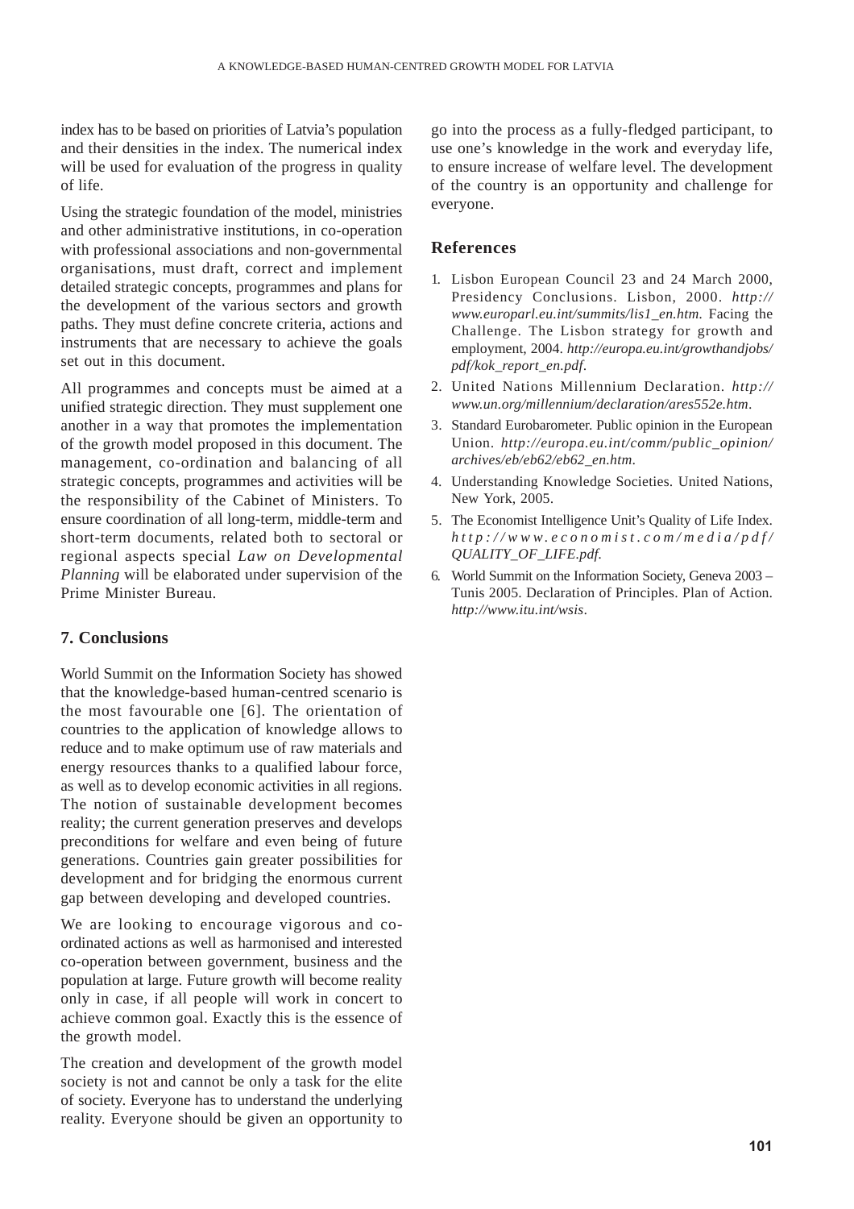index has to be based on priorities of Latvia's population and their densities in the index. The numerical index will be used for evaluation of the progress in quality of life.

Using the strategic foundation of the model, ministries and other administrative institutions, in co-operation with professional associations and non-governmental organisations, must draft, correct and implement detailed strategic concepts, programmes and plans for the development of the various sectors and growth paths. They must define concrete criteria, actions and instruments that are necessary to achieve the goals set out in this document.

All programmes and concepts must be aimed at a unified strategic direction. They must supplement one another in a way that promotes the implementation of the growth model proposed in this document. The management, co-ordination and balancing of all strategic concepts, programmes and activities will be the responsibility of the Cabinet of Ministers. To ensure coordination of all long-term, middle-term and short-term documents, related both to sectoral or regional aspects special *Law on Developmental Planning* will be elaborated under supervision of the Prime Minister Bureau.

## 7. Conclusions

World Summit on the Information Society has showed that the knowledge-based human-centred scenario is the most favourable one [6]. The orientation of countries to the application of knowledge allows to reduce and to make optimum use of raw materials and energy resources thanks to a qualified labour force, as well as to develop economic activities in all regions. The notion of sustainable development becomes reality; the current generation preserves and develops preconditions for welfare and even being of future generations. Countries gain greater possibilities for development and for bridging the enormous current gap between developing and developed countries.

We are looking to encourage vigorous and co-ordinated actions as well as harmonised and interested co-operation between government, business and the population at large. Future growth will become reality only in case, if all people will work in concert to achieve common goal. Exactly this is the essence of the growth model.

The creation and development of the growth model society is not and cannot be only a task for the elite of society. Everyone has to understand the underlying reality. Everyone should be given an opportunity to go into the process as a fully-fledged participant, to use one's knowledge in the work and everyday life, to ensure increase of welfare level. The development of the country is an opportunity and challenge for everyone.

## References

1. Lisbon European Council 23 and 24 March 2000, Presidency Conclusions. Lisbon, 2000. *http://www.europarl.eu.int/summits/lis1_en.htm*. Facing the Challenge. The Lisbon strategy for growth and employment, 2004. *http://europa.eu.int/growthandjobs/pdf/kok_report_en.pdf*.
2. United Nations Millennium Declaration. *http://www.un.org/millennium/declaration/ares552e.htm*.
3. Standard Eurobarometer. Public opinion in the European Union. *http://europa.eu.int/comm/public_opinion/archives/eb/eb62/eb62_en.htm*.
4. Understanding Knowledge Societies. United Nations, New York, 2005.
5. The Economist Intelligence Unit's Quality of Life Index. *http://www.economist.com/media/pdf/QUALITY_OF_LIFE.pdf*.
6. World Summit on the Information Society, Geneva 2003 – Tunis 2005. Declaration of Principles. Plan of Action. *http://www.itu.int/wsis*.